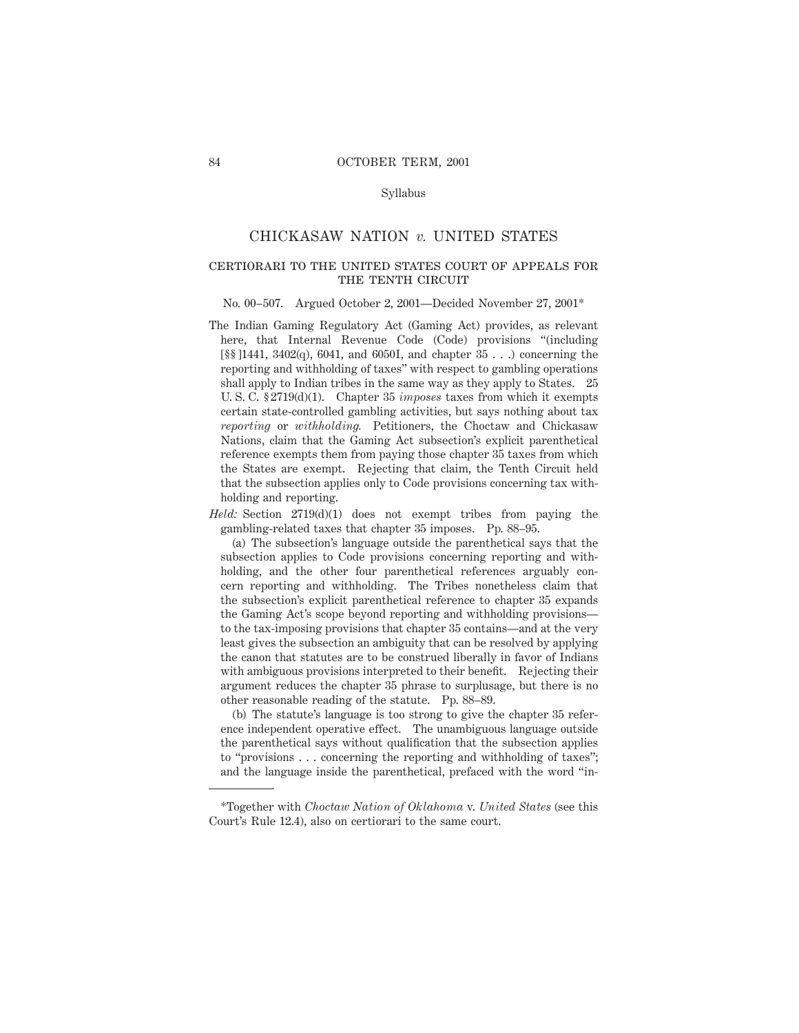Syllabus

# CHICKASAW NATION *v.* UNITED STATES

## CERTIORARI TO THE UNITED STATES COURT OF APPEALS FOR THE TENTH CIRCUIT

No. 00–507. Argued October 2, 2001—Decided November 27, 2001*

The Indian Gaming Regulatory Act (Gaming Act) provides, as relevant here, that Internal Revenue Code (Code) provisions "(including [§§]1441, 3402(q), 6041, and 6050I, and chapter 35 . . .) concerning the reporting and withholding of taxes" with respect to gambling operations shall apply to Indian tribes in the same way as they apply to States. 25 U. S. C. § 2719(d)(1). Chapter 35 *imposes* taxes from which it exempts certain state-controlled gambling activities, but says nothing about tax *reporting* or *withholding.* Petitioners, the Choctaw and Chickasaw Nations, claim that the Gaming Act subsection's explicit parenthetical reference exempts them from paying those chapter 35 taxes from which the States are exempt. Rejecting that claim, the Tenth Circuit held that the subsection applies only to Code provisions concerning tax withholding and reporting.

*Held:* Section 2719(d)(1) does not exempt tribes from paying the gambling-related taxes that chapter 35 imposes. Pp. 88–95.

(a) The subsection's language outside the parenthetical says that the subsection applies to Code provisions concerning reporting and withholding, and the other four parenthetical references arguably concern reporting and withholding. The Tribes nonetheless claim that the subsection's explicit parenthetical reference to chapter 35 expands the Gaming Act's scope beyond reporting and withholding provisions—to the tax-imposing provisions that chapter 35 contains—and at the very least gives the subsection an ambiguity that can be resolved by applying the canon that statutes are to be construed liberally in favor of Indians with ambiguous provisions interpreted to their benefit. Rejecting their argument reduces the chapter 35 phrase to surplusage, but there is no other reasonable reading of the statute. Pp. 88–89.

(b) The statute's language is too strong to give the chapter 35 reference independent operative effect. The unambiguous language outside the parenthetical says without qualification that the subsection applies to "provisions . . . concerning the reporting and withholding of taxes"; and the language inside the parenthetical, prefaced with the word "in-

---

*Together with *Choctaw Nation of Oklahoma* v. *United States* (see this Court's Rule 12.4), also on certiorari to the same court.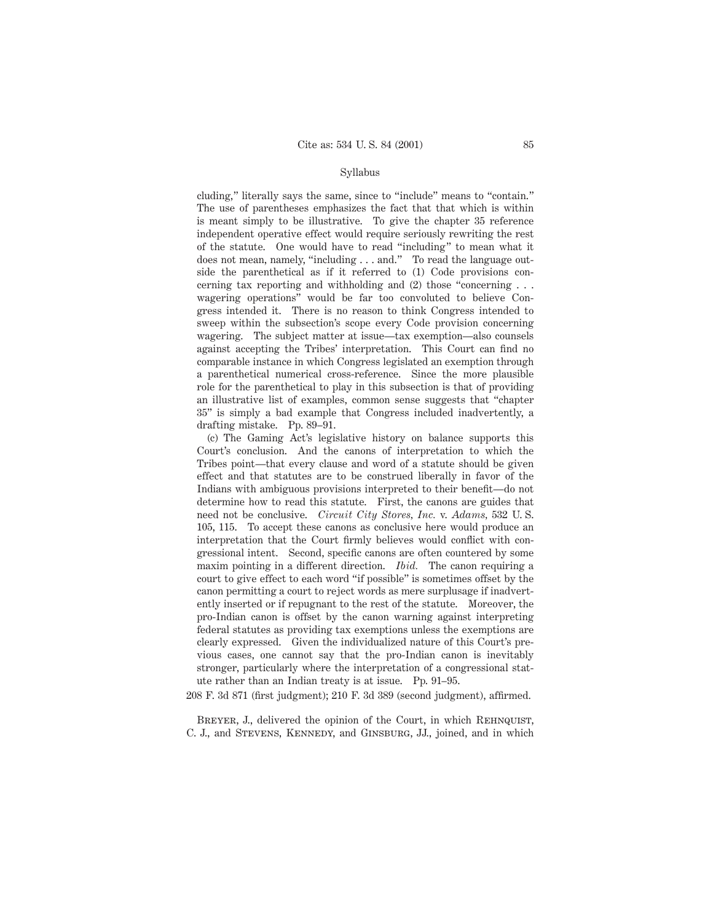cluding," literally says the same, since to "include" means to "contain." The use of parentheses emphasizes the fact that that which is within is meant simply to be illustrative. To give the chapter 35 reference independent operative effect would require seriously rewriting the rest of the statute. One would have to read "including" to mean what it does not mean, namely, "including . . . and." To read the language outside the parenthetical as if it referred to (1) Code provisions concerning tax reporting and withholding and (2) those "concerning . . . wagering operations" would be far too convoluted to believe Congress intended it. There is no reason to think Congress intended to sweep within the subsection's scope every Code provision concerning wagering. The subject matter at issue—tax exemption—also counsels against accepting the Tribes' interpretation. This Court can find no comparable instance in which Congress legislated an exemption through a parenthetical numerical cross-reference. Since the more plausible role for the parenthetical to play in this subsection is that of providing an illustrative list of examples, common sense suggests that "chapter 35" is simply a bad example that Congress included inadvertently, a drafting mistake. Pp. 89–91.

(c) The Gaming Act's legislative history on balance supports this Court's conclusion. And the canons of interpretation to which the Tribes point—that every clause and word of a statute should be given effect and that statutes are to be construed liberally in favor of the Indians with ambiguous provisions interpreted to their benefit—do not determine how to read this statute. First, the canons are guides that need not be conclusive. *Circuit City Stores, Inc.* v. *Adams*, 532 U. S. 105, 115. To accept these canons as conclusive here would produce an interpretation that the Court firmly believes would conflict with congressional intent. Second, specific canons are often countered by some maxim pointing in a different direction. *Ibid.* The canon requiring a court to give effect to each word "if possible" is sometimes offset by the canon permitting a court to reject words as mere surplusage if inadvertently inserted or if repugnant to the rest of the statute. Moreover, the pro-Indian canon is offset by the canon warning against interpreting federal statutes as providing tax exemptions unless the exemptions are clearly expressed. Given the individualized nature of this Court's previous cases, one cannot say that the pro-Indian canon is inevitably stronger, particularly where the interpretation of a congressional statute rather than an Indian treaty is at issue. Pp. 91–95.

208 F. 3d 871 (first judgment); 210 F. 3d 389 (second judgment), affirmed.

Breyer, J., delivered the opinion of the Court, in which Rehnquist, C. J., and Stevens, Kennedy, and Ginsburg, JJ., joined, and in which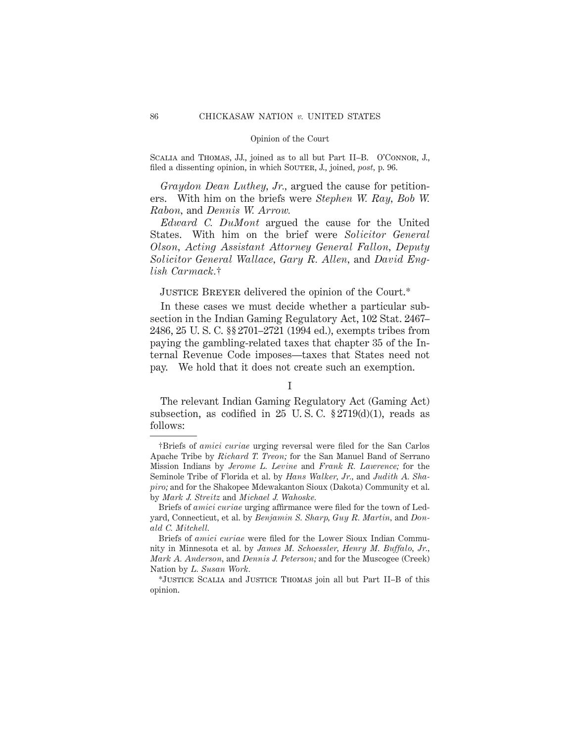SCALIA and THOMAS, JJ., joined as to all but Part II–B. O'CONNOR, J., filed a dissenting opinion, in which SOUTER, J., joined, *post,* p. 96.

*Graydon Dean Luthey, Jr.,* argued the cause for petitioners. With him on the briefs were *Stephen W. Ray, Bob W. Rabon,* and *Dennis W. Arrow.*

*Edward C. DuMont* argued the cause for the United States. With him on the brief were *Solicitor General Olson, Acting Assistant Attorney General Fallon, Deputy Solicitor General Wallace, Gary R. Allen,* and *David English Carmack.*†

JUSTICE BREYER delivered the opinion of the Court.*

In these cases we must decide whether a particular subsection in the Indian Gaming Regulatory Act, 102 Stat. 2467–2486, 25 U. S. C. §§ 2701–2721 (1994 ed.), exempts tribes from paying the gambling-related taxes that chapter 35 of the Internal Revenue Code imposes—taxes that States need not pay. We hold that it does not create such an exemption.

## I

The relevant Indian Gaming Regulatory Act (Gaming Act) subsection, as codified in 25 U. S. C. § 2719(d)(1), reads as follows:

---

†Briefs of *amici curiae* urging reversal were filed for the San Carlos Apache Tribe by *Richard T. Treon;* for the San Manuel Band of Serrano Mission Indians by *Jerome L. Levine* and *Frank R. Lawrence;* for the Seminole Tribe of Florida et al. by *Hans Walker, Jr.,* and *Judith A. Shapiro;* and for the Shakopee Mdewakanton Sioux (Dakota) Community et al. by *Mark J. Streitz* and *Michael J. Wahoske.*

Briefs of *amici curiae* urging affirmance were filed for the town of Ledyard, Connecticut, et al. by *Benjamin S. Sharp, Guy R. Martin,* and *Donald C. Mitchell.*

Briefs of *amici curiae* were filed for the Lower Sioux Indian Community in Minnesota et al. by *James M. Schoessler, Henry M. Buffalo, Jr., Mark A. Anderson,* and *Dennis J. Peterson;* and for the Muscogee (Creek) Nation by *L. Susan Work.*

*JUSTICE SCALIA and JUSTICE THOMAS join all but Part II–B of this opinion.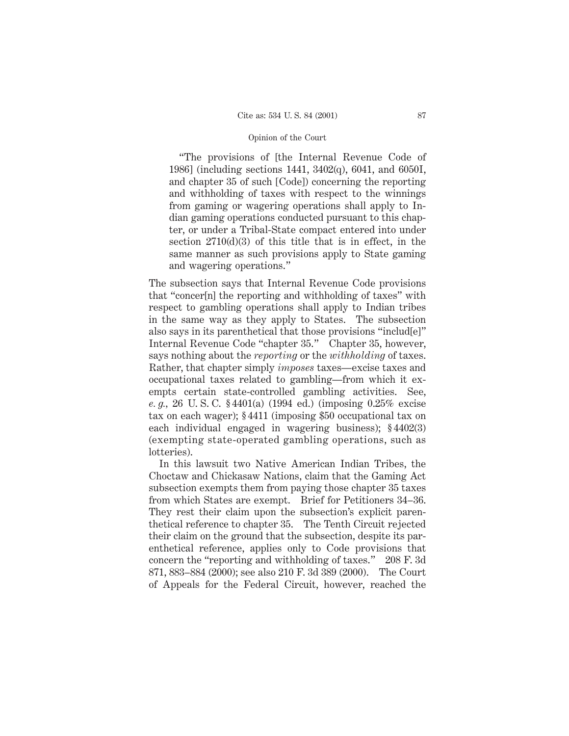> "The provisions of [the Internal Revenue Code of 1986] (including sections 1441, 3402(q), 6041, and 6050I, and chapter 35 of such [Code]) concerning the reporting and withholding of taxes with respect to the winnings from gaming or wagering operations shall apply to Indian gaming operations conducted pursuant to this chapter, or under a Tribal-State compact entered into under section 2710(d)(3) of this title that is in effect, in the same manner as such provisions apply to State gaming and wagering operations."

The subsection says that Internal Revenue Code provisions that "concer[n] the reporting and withholding of taxes" with respect to gambling operations shall apply to Indian tribes in the same way as they apply to States. The subsection also says in its parenthetical that those provisions "includ[e]" Internal Revenue Code "chapter 35." Chapter 35, however, says nothing about the *reporting* or the *withholding* of taxes. Rather, that chapter simply *imposes* taxes—excise taxes and occupational taxes related to gambling—from which it exempts certain state-controlled gambling activities. See, *e. g.*, 26 U. S. C. § 4401(a) (1994 ed.) (imposing 0.25% excise tax on each wager); § 4411 (imposing $50 occupational tax on each individual engaged in wagering business); § 4402(3) (exempting state-operated gambling operations, such as lotteries).

In this lawsuit two Native American Indian Tribes, the Choctaw and Chickasaw Nations, claim that the Gaming Act subsection exempts them from paying those chapter 35 taxes from which States are exempt. Brief for Petitioners 34–36. They rest their claim upon the subsection's explicit parenthetical reference to chapter 35. The Tenth Circuit rejected their claim on the ground that the subsection, despite its parenthetical reference, applies only to Code provisions that concern the "reporting and withholding of taxes." 208 F. 3d 871, 883–884 (2000); see also 210 F. 3d 389 (2000). The Court of Appeals for the Federal Circuit, however, reached the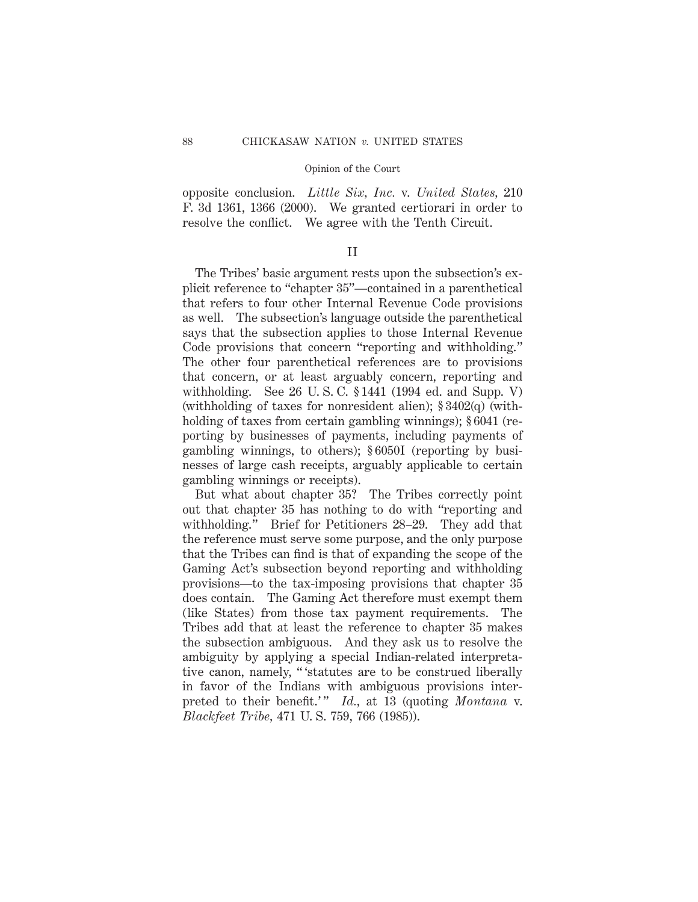opposite conclusion. *Little Six, Inc.* v. *United States,* 210 F. 3d 1361, 1366 (2000). We granted certiorari in order to resolve the conflict. We agree with the Tenth Circuit.

## II

The Tribes' basic argument rests upon the subsection's explicit reference to "chapter 35"—contained in a parenthetical that refers to four other Internal Revenue Code provisions as well. The subsection's language outside the parenthetical says that the subsection applies to those Internal Revenue Code provisions that concern "reporting and withholding." The other four parenthetical references are to provisions that concern, or at least arguably concern, reporting and withholding. See 26 U. S. C. § 1441 (1994 ed. and Supp. V) (withholding of taxes for nonresident alien); § 3402(q) (withholding of taxes from certain gambling winnings); § 6041 (reporting by businesses of payments, including payments of gambling winnings, to others); § 6050I (reporting by businesses of large cash receipts, arguably applicable to certain gambling winnings or receipts).

But what about chapter 35? The Tribes correctly point out that chapter 35 has nothing to do with "reporting and withholding." Brief for Petitioners 28–29. They add that the reference must serve some purpose, and the only purpose that the Tribes can find is that of expanding the scope of the Gaming Act's subsection beyond reporting and withholding provisions—to the tax-imposing provisions that chapter 35 does contain. The Gaming Act therefore must exempt them (like States) from those tax payment requirements. The Tribes add that at least the reference to chapter 35 makes the subsection ambiguous. And they ask us to resolve the ambiguity by applying a special Indian-related interpretative canon, namely, "'statutes are to be construed liberally in favor of the Indians with ambiguous provisions interpreted to their benefit.'" *Id.,* at 13 (quoting *Montana* v. *Blackfeet Tribe,* 471 U. S. 759, 766 (1985)).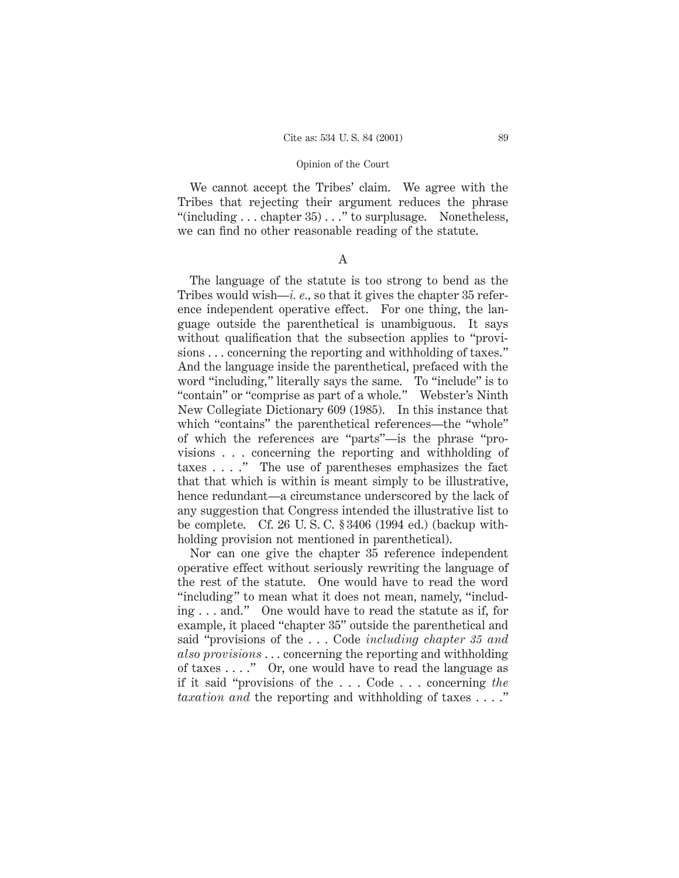We cannot accept the Tribes' claim. We agree with the Tribes that rejecting their argument reduces the phrase "(including . . . chapter 35) . . ." to surplusage. Nonetheless, we can find no other reasonable reading of the statute.

A

The language of the statute is too strong to bend as the Tribes would wish—*i. e.*, so that it gives the chapter 35 reference independent operative effect. For one thing, the language outside the parenthetical is unambiguous. It says without qualification that the subsection applies to "provisions . . . concerning the reporting and withholding of taxes." And the language inside the parenthetical, prefaced with the word "including," literally says the same. To "include" is to "contain" or "comprise as part of a whole." Webster's Ninth New Collegiate Dictionary 609 (1985). In this instance that which "contains" the parenthetical references—the "whole" of which the references are "parts"—is the phrase "provisions . . . concerning the reporting and withholding of taxes . . . ." The use of parentheses emphasizes the fact that that which is within is meant simply to be illustrative, hence redundant—a circumstance underscored by the lack of any suggestion that Congress intended the illustrative list to be complete. Cf. 26 U. S. C. § 3406 (1994 ed.) (backup withholding provision not mentioned in parenthetical).

Nor can one give the chapter 35 reference independent operative effect without seriously rewriting the language of the rest of the statute. One would have to read the word "including" to mean what it does not mean, namely, "including . . . and." One would have to read the statute as if, for example, it placed "chapter 35" outside the parenthetical and said "provisions of the . . . Code *including chapter 35 and also provisions* . . . concerning the reporting and withholding of taxes . . . ." Or, one would have to read the language as if it said "provisions of the . . . Code . . . concerning *the taxation and* the reporting and withholding of taxes . . . ."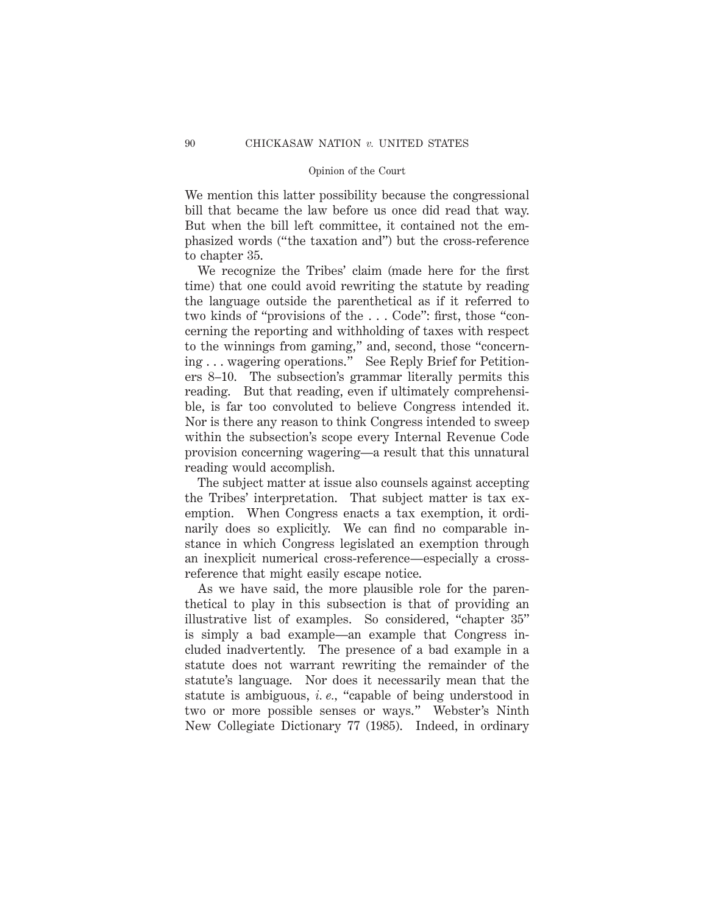We mention this latter possibility because the congressional bill that became the law before us once did read that way. But when the bill left committee, it contained not the emphasized words ("the taxation and") but the cross-reference to chapter 35.

We recognize the Tribes' claim (made here for the first time) that one could avoid rewriting the statute by reading the language outside the parenthetical as if it referred to two kinds of "provisions of the . . . Code": first, those "concerning the reporting and withholding of taxes with respect to the winnings from gaming," and, second, those "concerning . . . wagering operations." See Reply Brief for Petitioners 8–10. The subsection's grammar literally permits this reading. But that reading, even if ultimately comprehensible, is far too convoluted to believe Congress intended it. Nor is there any reason to think Congress intended to sweep within the subsection's scope every Internal Revenue Code provision concerning wagering—a result that this unnatural reading would accomplish.

The subject matter at issue also counsels against accepting the Tribes' interpretation. That subject matter is tax exemption. When Congress enacts a tax exemption, it ordinarily does so explicitly. We can find no comparable instance in which Congress legislated an exemption through an inexplicit numerical cross-reference—especially a cross-reference that might easily escape notice.

As we have said, the more plausible role for the parenthetical to play in this subsection is that of providing an illustrative list of examples. So considered, "chapter 35" is simply a bad example—an example that Congress included inadvertently. The presence of a bad example in a statute does not warrant rewriting the remainder of the statute's language. Nor does it necessarily mean that the statute is ambiguous, *i. e.*, "capable of being understood in two or more possible senses or ways." Webster's Ninth New Collegiate Dictionary 77 (1985). Indeed, in ordinary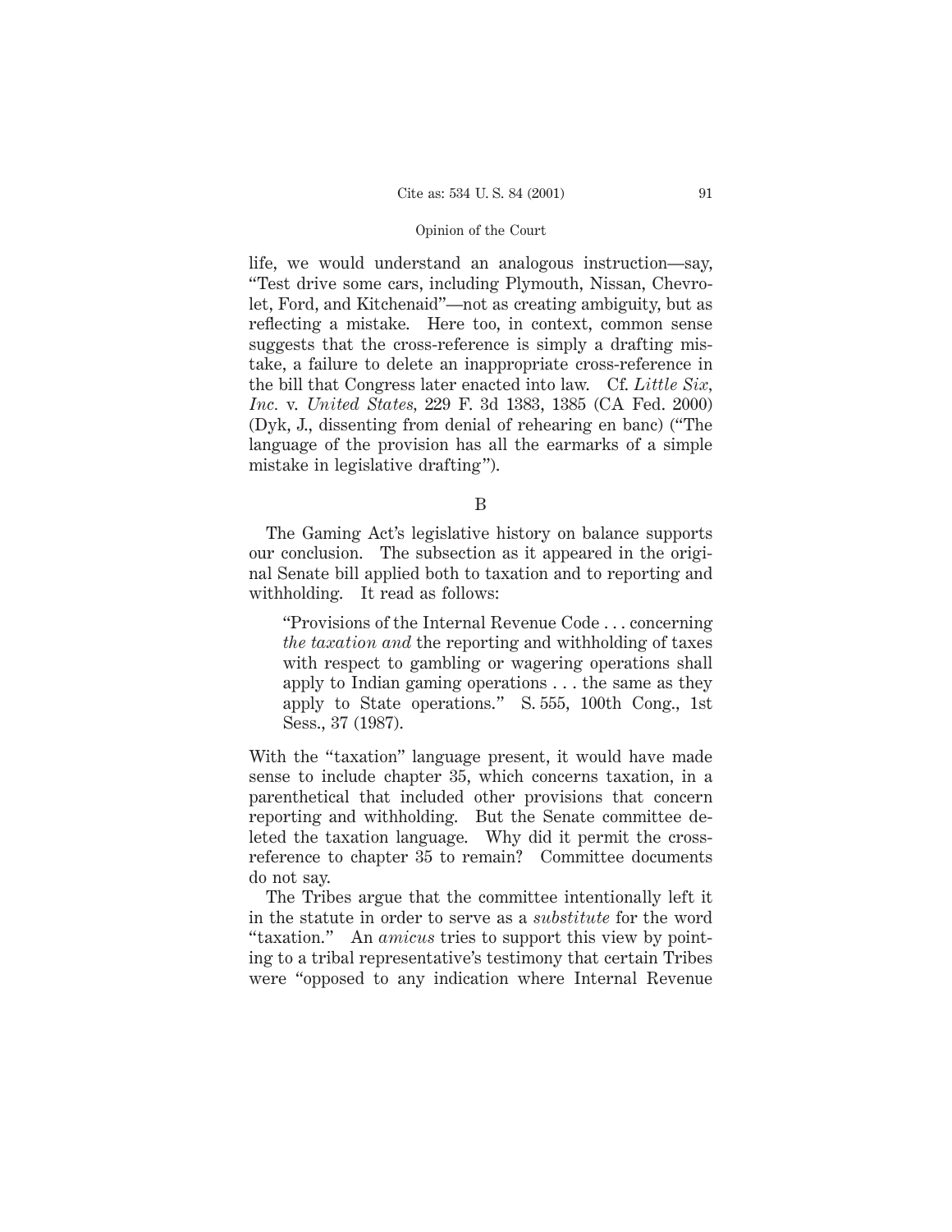life, we would understand an analogous instruction—say, "Test drive some cars, including Plymouth, Nissan, Chevrolet, Ford, and Kitchenaid"—not as creating ambiguity, but as reflecting a mistake. Here too, in context, common sense suggests that the cross-reference is simply a drafting mistake, a failure to delete an inappropriate cross-reference in the bill that Congress later enacted into law. Cf. *Little Six, Inc.* v. *United States*, 229 F. 3d 1383, 1385 (CA Fed. 2000) (Dyk, J., dissenting from denial of rehearing en banc) ("The language of the provision has all the earmarks of a simple mistake in legislative drafting").

## B

The Gaming Act's legislative history on balance supports our conclusion. The subsection as it appeared in the original Senate bill applied both to taxation and to reporting and withholding. It read as follows:

> "Provisions of the Internal Revenue Code . . . concerning *the taxation and* the reporting and withholding of taxes with respect to gambling or wagering operations shall apply to Indian gaming operations . . . the same as they apply to State operations." S. 555, 100th Cong., 1st Sess., 37 (1987).

With the "taxation" language present, it would have made sense to include chapter 35, which concerns taxation, in a parenthetical that included other provisions that concern reporting and withholding. But the Senate committee deleted the taxation language. Why did it permit the cross-reference to chapter 35 to remain? Committee documents do not say.

The Tribes argue that the committee intentionally left it in the statute in order to serve as a *substitute* for the word "taxation." An *amicus* tries to support this view by pointing to a tribal representative's testimony that certain Tribes were "opposed to any indication where Internal Revenue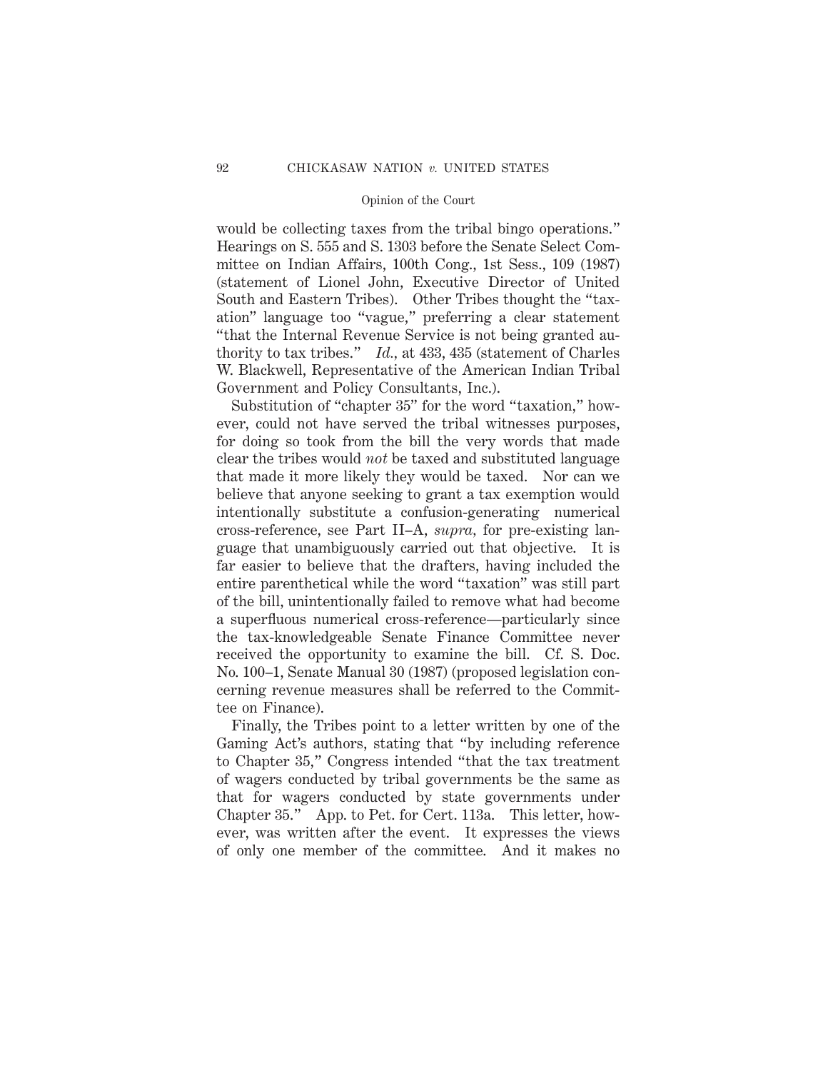would be collecting taxes from the tribal bingo operations." Hearings on S. 555 and S. 1303 before the Senate Select Committee on Indian Affairs, 100th Cong., 1st Sess., 109 (1987) (statement of Lionel John, Executive Director of United South and Eastern Tribes). Other Tribes thought the "taxation" language too "vague," preferring a clear statement "that the Internal Revenue Service is not being granted authority to tax tribes." *Id.*, at 433, 435 (statement of Charles W. Blackwell, Representative of the American Indian Tribal Government and Policy Consultants, Inc.).

Substitution of "chapter 35" for the word "taxation," however, could not have served the tribal witnesses purposes, for doing so took from the bill the very words that made clear the tribes would *not* be taxed and substituted language that made it more likely they would be taxed. Nor can we believe that anyone seeking to grant a tax exemption would intentionally substitute a confusion-generating numerical cross-reference, see Part II–A, *supra*, for pre-existing language that unambiguously carried out that objective. It is far easier to believe that the drafters, having included the entire parenthetical while the word "taxation" was still part of the bill, unintentionally failed to remove what had become a superfluous numerical cross-reference—particularly since the tax-knowledgeable Senate Finance Committee never received the opportunity to examine the bill. Cf. S. Doc. No. 100–1, Senate Manual 30 (1987) (proposed legislation concerning revenue measures shall be referred to the Committee on Finance).

Finally, the Tribes point to a letter written by one of the Gaming Act's authors, stating that "by including reference to Chapter 35," Congress intended "that the tax treatment of wagers conducted by tribal governments be the same as that for wagers conducted by state governments under Chapter 35." App. to Pet. for Cert. 113a. This letter, however, was written after the event. It expresses the views of only one member of the committee. And it makes no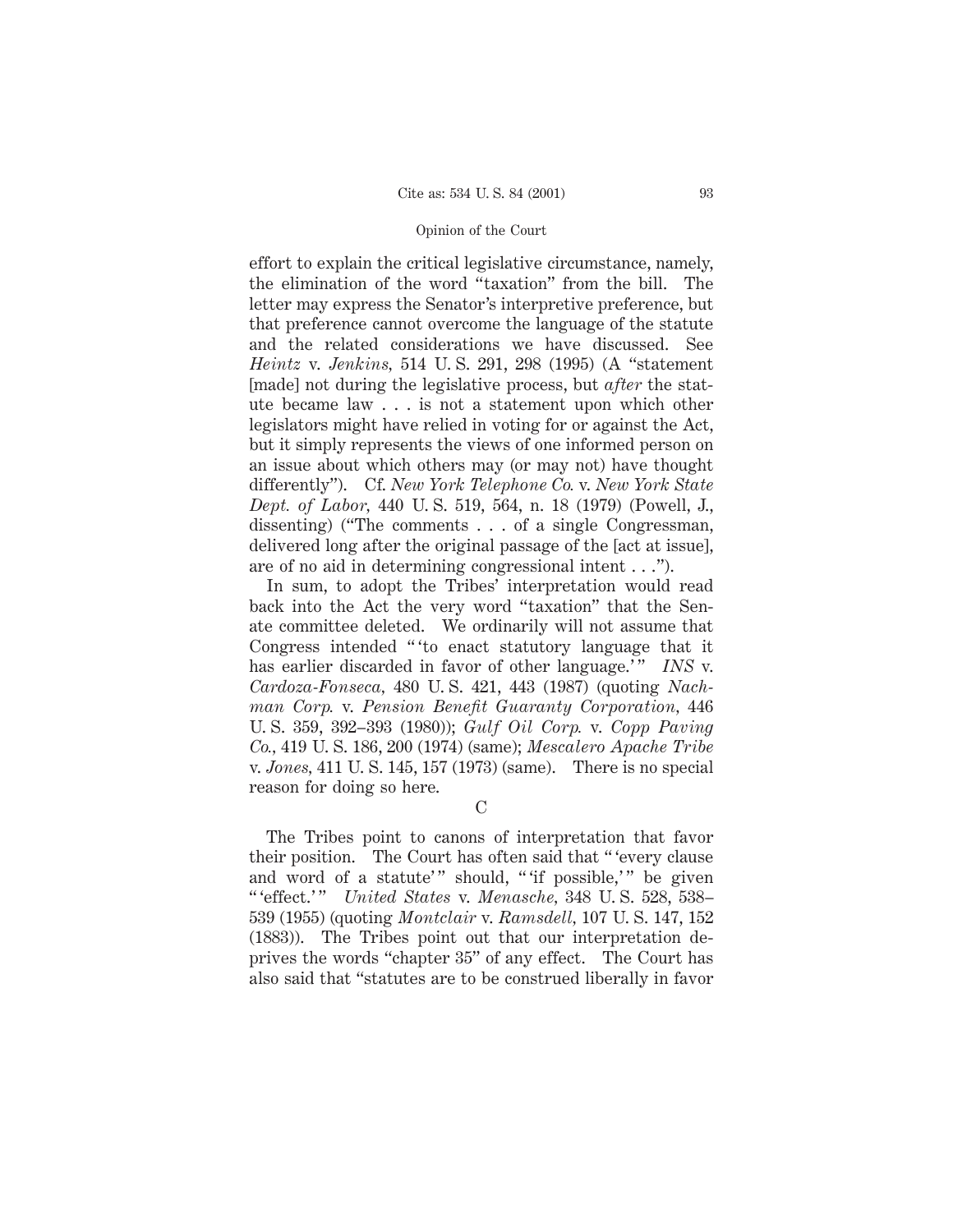effort to explain the critical legislative circumstance, namely, the elimination of the word "taxation" from the bill. The letter may express the Senator's interpretive preference, but that preference cannot overcome the language of the statute and the related considerations we have discussed. See *Heintz* v. *Jenkins,* 514 U. S. 291, 298 (1995) (A "statement [made] not during the legislative process, but *after* the statute became law . . . is not a statement upon which other legislators might have relied in voting for or against the Act, but it simply represents the views of one informed person on an issue about which others may (or may not) have thought differently"). Cf. *New York Telephone Co.* v. *New York State Dept. of Labor,* 440 U. S. 519, 564, n. 18 (1979) (Powell, J., dissenting) ("The comments . . . of a single Congressman, delivered long after the original passage of the [act at issue], are of no aid in determining congressional intent . . .").

In sum, to adopt the Tribes' interpretation would read back into the Act the very word "taxation" that the Senate committee deleted. We ordinarily will not assume that Congress intended " 'to enact statutory language that it has earlier discarded in favor of other language.' " *INS* v. *Cardoza-Fonseca,* 480 U. S. 421, 443 (1987) (quoting *Nachman Corp.* v. *Pension Benefit Guaranty Corporation,* 446 U. S. 359, 392–393 (1980)); *Gulf Oil Corp.* v. *Copp Paving Co.,* 419 U. S. 186, 200 (1974) (same); *Mescalero Apache Tribe* v. *Jones,* 411 U. S. 145, 157 (1973) (same). There is no special reason for doing so here.

C

The Tribes point to canons of interpretation that favor their position. The Court has often said that " 'every clause and word of a statute' " should, " 'if possible,' " be given " 'effect.' " *United States* v. *Menasche,* 348 U. S. 528, 538–539 (1955) (quoting *Montclair* v. *Ramsdell,* 107 U. S. 147, 152 (1883)). The Tribes point out that our interpretation deprives the words "chapter 35" of any effect. The Court has also said that "statutes are to be construed liberally in favor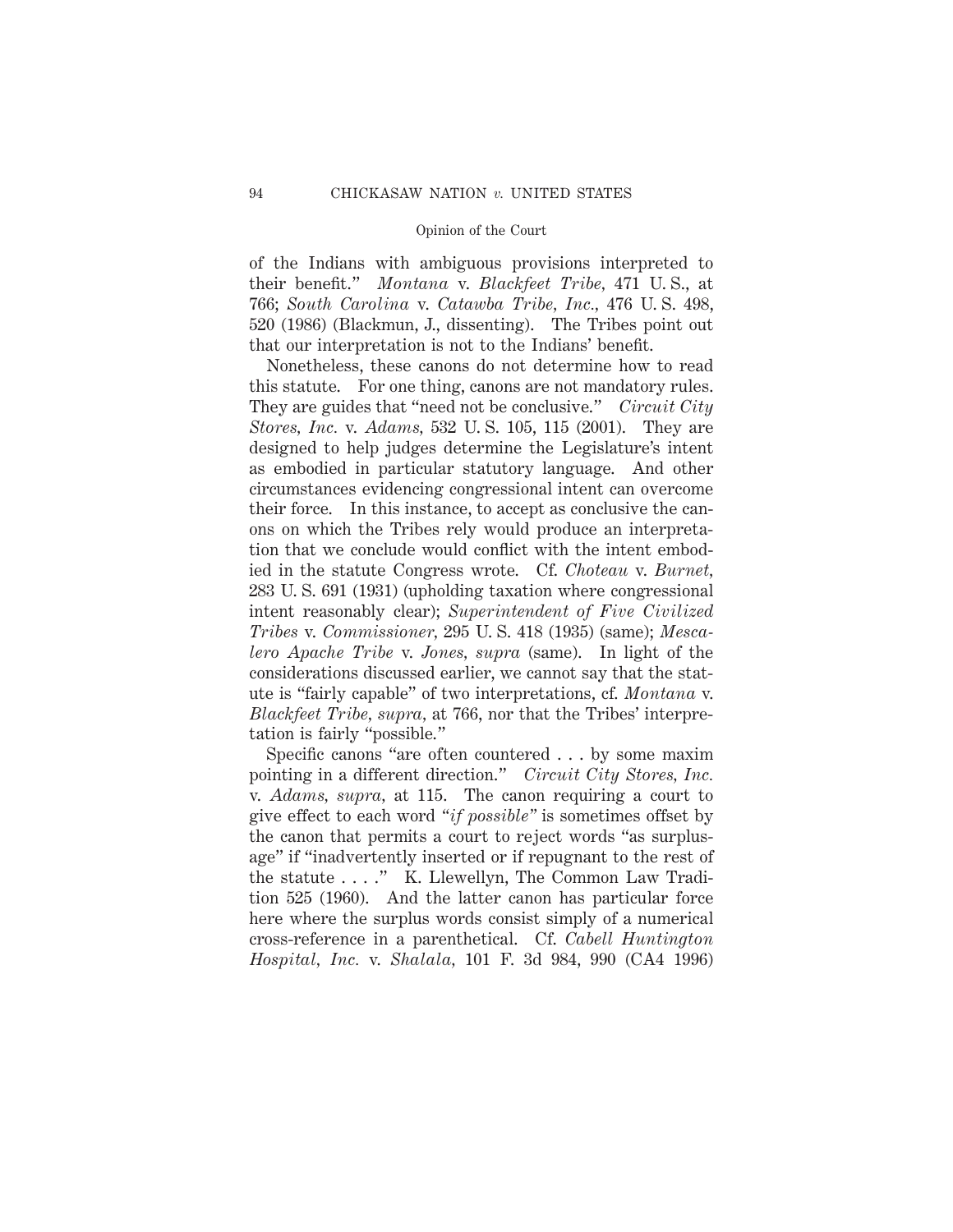of the Indians with ambiguous provisions interpreted to their benefit." *Montana* v. *Blackfeet Tribe,* 471 U. S., at 766; *South Carolina* v. *Catawba Tribe, Inc.,* 476 U. S. 498, 520 (1986) (Blackmun, J., dissenting). The Tribes point out that our interpretation is not to the Indians' benefit.

Nonetheless, these canons do not determine how to read this statute. For one thing, canons are not mandatory rules. They are guides that "need not be conclusive." *Circuit City Stores, Inc.* v. *Adams,* 532 U. S. 105, 115 (2001). They are designed to help judges determine the Legislature's intent as embodied in particular statutory language. And other circumstances evidencing congressional intent can overcome their force. In this instance, to accept as conclusive the canons on which the Tribes rely would produce an interpretation that we conclude would conflict with the intent embodied in the statute Congress wrote. Cf. *Choteau* v. *Burnet,* 283 U. S. 691 (1931) (upholding taxation where congressional intent reasonably clear); *Superintendent of Five Civilized Tribes* v. *Commissioner,* 295 U. S. 418 (1935) (same); *Mescalero Apache Tribe* v. *Jones, supra* (same). In light of the considerations discussed earlier, we cannot say that the statute is "fairly capable" of two interpretations, cf. *Montana* v. *Blackfeet Tribe, supra,* at 766, nor that the Tribes' interpretation is fairly "possible."

Specific canons "are often countered . . . by some maxim pointing in a different direction." *Circuit City Stores, Inc.* v. *Adams, supra,* at 115. The canon requiring a court to give effect to each word "*if possible*" is sometimes offset by the canon that permits a court to reject words "as surplusage" if "inadvertently inserted or if repugnant to the rest of the statute . . . ." K. Llewellyn, The Common Law Tradition 525 (1960). And the latter canon has particular force here where the surplus words consist simply of a numerical cross-reference in a parenthetical. Cf. *Cabell Huntington Hospital, Inc.* v. *Shalala,* 101 F. 3d 984, 990 (CA4 1996)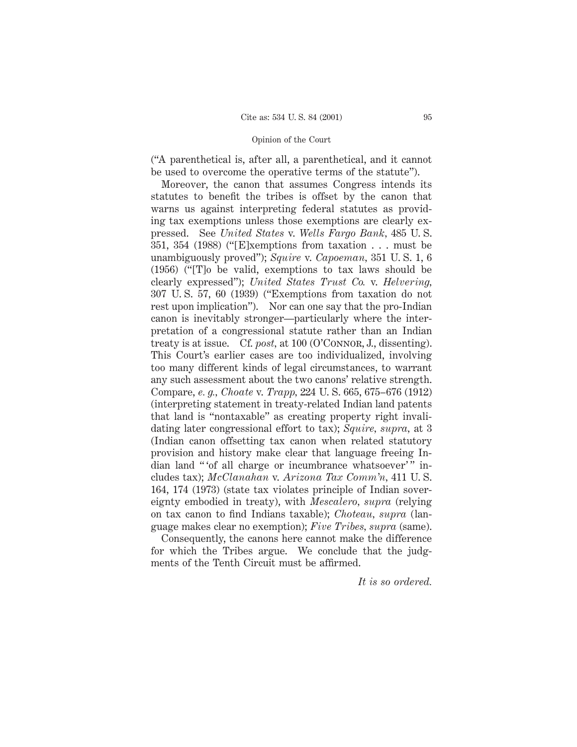("A parenthetical is, after all, a parenthetical, and it cannot be used to overcome the operative terms of the statute").

Moreover, the canon that assumes Congress intends its statutes to benefit the tribes is offset by the canon that warns us against interpreting federal statutes as providing tax exemptions unless those exemptions are clearly expressed. See *United States* v. *Wells Fargo Bank,* 485 U. S. 351, 354 (1988) ("[E]xemptions from taxation . . . must be unambiguously proved"); *Squire* v. *Capoeman,* 351 U. S. 1, 6 (1956) ("[T]o be valid, exemptions to tax laws should be clearly expressed"); *United States Trust Co.* v. *Helvering,* 307 U. S. 57, 60 (1939) ("Exemptions from taxation do not rest upon implication"). Nor can one say that the pro-Indian canon is inevitably stronger—particularly where the interpretation of a congressional statute rather than an Indian treaty is at issue. Cf. *post,* at 100 (O'CONNOR, J., dissenting). This Court's earlier cases are too individualized, involving too many different kinds of legal circumstances, to warrant any such assessment about the two canons' relative strength. Compare, *e. g., Choate* v. *Trapp,* 224 U. S. 665, 675–676 (1912) (interpreting statement in treaty-related Indian land patents that land is "nontaxable" as creating property right invalidating later congressional effort to tax); *Squire, supra,* at 3 (Indian canon offsetting tax canon when related statutory provision and history make clear that language freeing Indian land "'of all charge or incumbrance whatsoever'" includes tax); *McClanahan* v. *Arizona Tax Comm'n,* 411 U. S. 164, 174 (1973) (state tax violates principle of Indian sovereignty embodied in treaty), with *Mescalero, supra* (relying on tax canon to find Indians taxable); *Choteau, supra* (language makes clear no exemption); *Five Tribes, supra* (same).

Consequently, the canons here cannot make the difference for which the Tribes argue. We conclude that the judgments of the Tenth Circuit must be affirmed.

*It is so ordered.*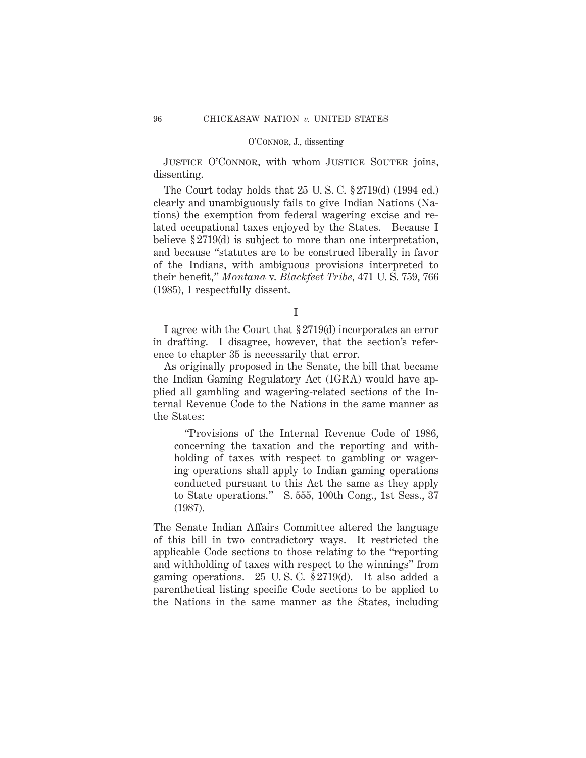JUSTICE O'CONNOR, with whom JUSTICE SOUTER joins, dissenting.

The Court today holds that 25 U. S. C. § 2719(d) (1994 ed.) clearly and unambiguously fails to give Indian Nations (Nations) the exemption from federal wagering excise and related occupational taxes enjoyed by the States. Because I believe § 2719(d) is subject to more than one interpretation, and because "statutes are to be construed liberally in favor of the Indians, with ambiguous provisions interpreted to their benefit," *Montana* v. *Blackfeet Tribe*, 471 U. S. 759, 766 (1985), I respectfully dissent.

I

I agree with the Court that § 2719(d) incorporates an error in drafting. I disagree, however, that the section's reference to chapter 35 is necessarily that error.

As originally proposed in the Senate, the bill that became the Indian Gaming Regulatory Act (IGRA) would have applied all gambling and wagering-related sections of the Internal Revenue Code to the Nations in the same manner as the States:

> "Provisions of the Internal Revenue Code of 1986, concerning the taxation and the reporting and withholding of taxes with respect to gambling or wagering operations shall apply to Indian gaming operations conducted pursuant to this Act the same as they apply to State operations." S. 555, 100th Cong., 1st Sess., 37 (1987).

The Senate Indian Affairs Committee altered the language of this bill in two contradictory ways. It restricted the applicable Code sections to those relating to the "reporting and withholding of taxes with respect to the winnings" from gaming operations. 25 U. S. C. § 2719(d). It also added a parenthetical listing specific Code sections to be applied to the Nations in the same manner as the States, including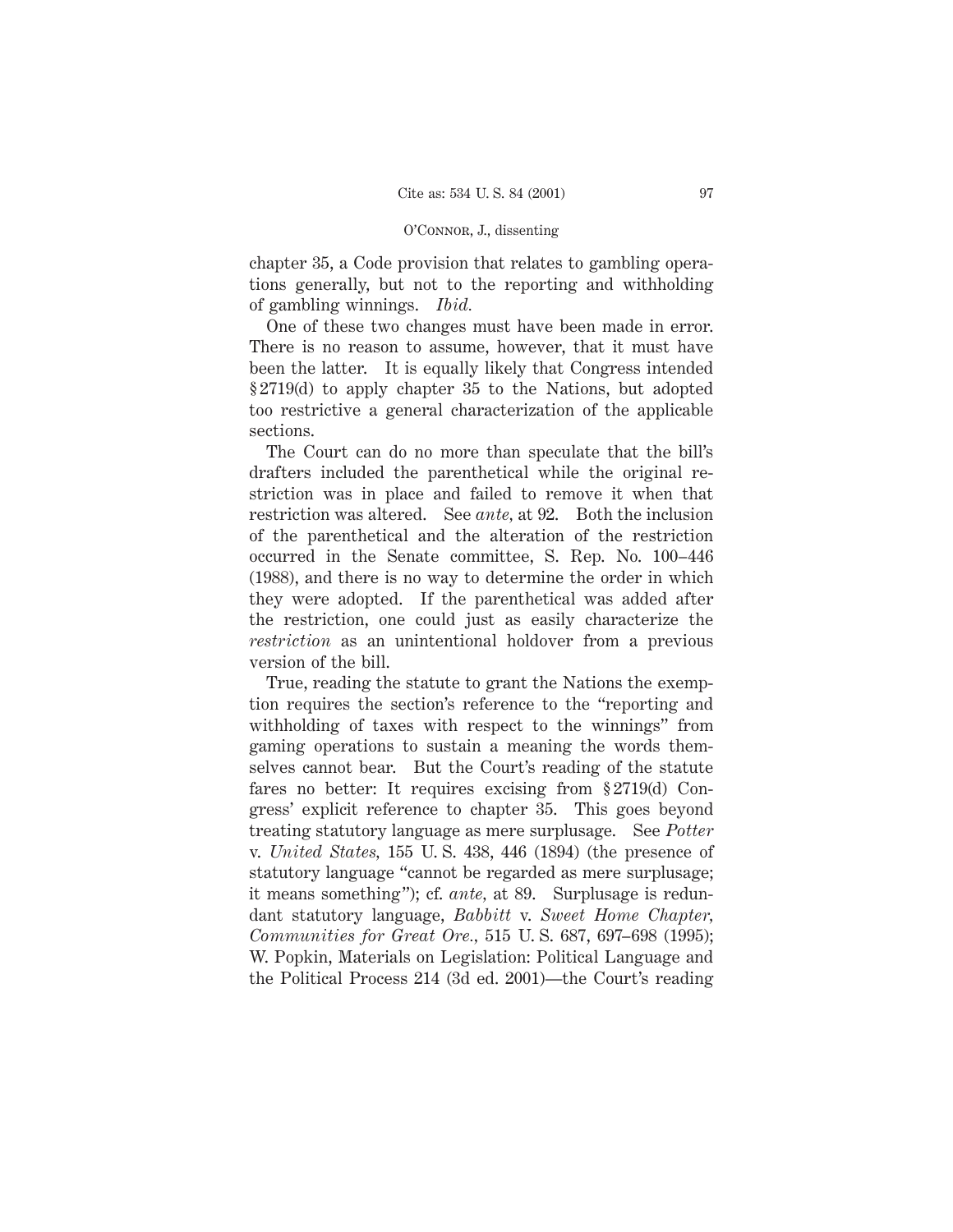chapter 35, a Code provision that relates to gambling operations generally, but not to the reporting and withholding of gambling winnings. *Ibid.*

One of these two changes must have been made in error. There is no reason to assume, however, that it must have been the latter. It is equally likely that Congress intended § 2719(d) to apply chapter 35 to the Nations, but adopted too restrictive a general characterization of the applicable sections.

The Court can do no more than speculate that the bill's drafters included the parenthetical while the original restriction was in place and failed to remove it when that restriction was altered. See *ante,* at 92. Both the inclusion of the parenthetical and the alteration of the restriction occurred in the Senate committee, S. Rep. No. 100–446 (1988), and there is no way to determine the order in which they were adopted. If the parenthetical was added after the restriction, one could just as easily characterize the *restriction* as an unintentional holdover from a previous version of the bill.

True, reading the statute to grant the Nations the exemption requires the section's reference to the "reporting and withholding of taxes with respect to the winnings" from gaming operations to sustain a meaning the words themselves cannot bear. But the Court's reading of the statute fares no better: It requires excising from § 2719(d) Congress' explicit reference to chapter 35. This goes beyond treating statutory language as mere surplusage. See *Potter* v. *United States*, 155 U. S. 438, 446 (1894) (the presence of statutory language "cannot be regarded as mere surplusage; it means something"); cf. *ante,* at 89. Surplusage is redundant statutory language, *Babbitt* v. *Sweet Home Chapter, Communities for Great Ore.*, 515 U. S. 687, 697–698 (1995); W. Popkin, Materials on Legislation: Political Language and the Political Process 214 (3d ed. 2001)—the Court's reading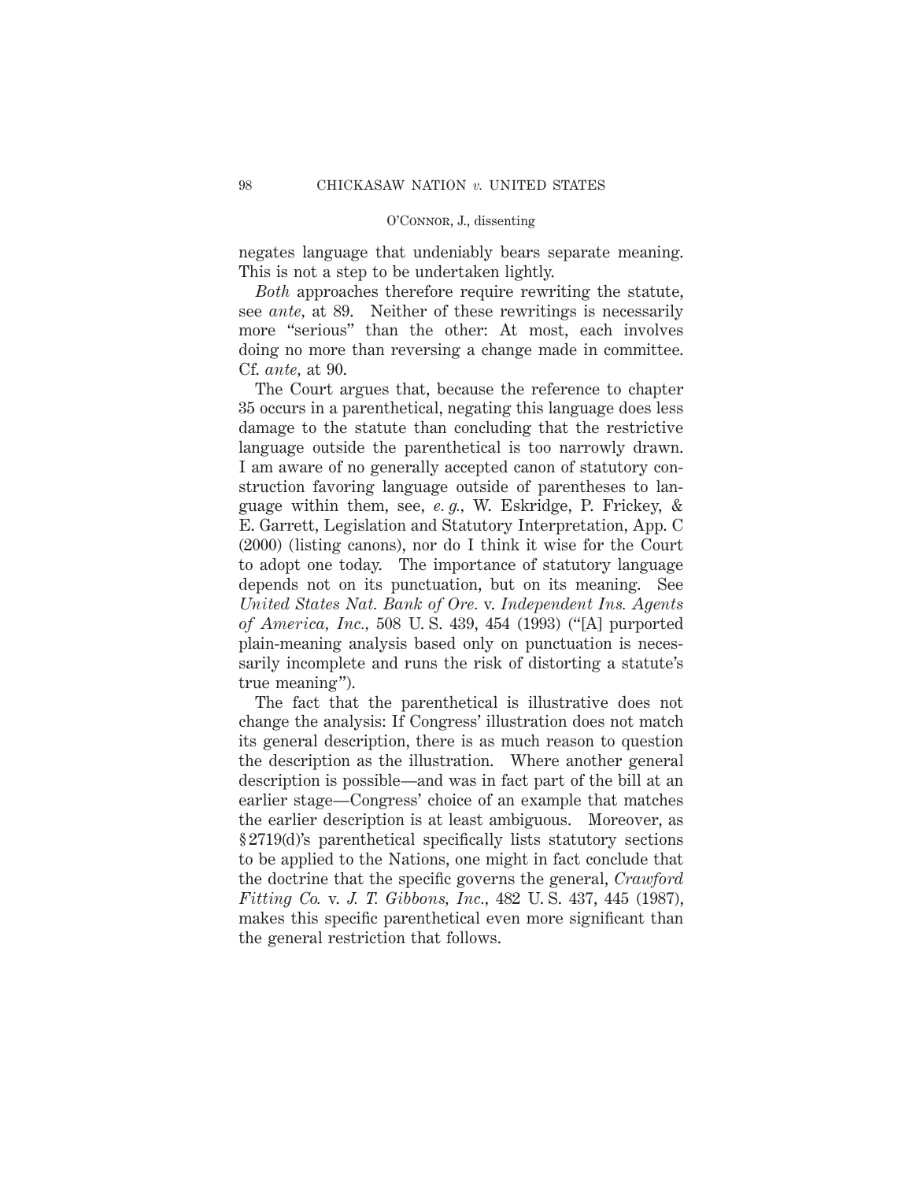negates language that undeniably bears separate meaning. This is not a step to be undertaken lightly.

*Both* approaches therefore require rewriting the statute, see *ante*, at 89. Neither of these rewritings is necessarily more "serious" than the other: At most, each involves doing no more than reversing a change made in committee. Cf. *ante*, at 90.

The Court argues that, because the reference to chapter 35 occurs in a parenthetical, negating this language does less damage to the statute than concluding that the restrictive language outside the parenthetical is too narrowly drawn. I am aware of no generally accepted canon of statutory construction favoring language outside of parentheses to language within them, see, *e. g.*, W. Eskridge, P. Frickey, & E. Garrett, Legislation and Statutory Interpretation, App. C (2000) (listing canons), nor do I think it wise for the Court to adopt one today. The importance of statutory language depends not on its punctuation, but on its meaning. See *United States Nat. Bank of Ore.* v. *Independent Ins. Agents of America, Inc.*, 508 U. S. 439, 454 (1993) ("[A] purported plain-meaning analysis based only on punctuation is necessarily incomplete and runs the risk of distorting a statute's true meaning").

The fact that the parenthetical is illustrative does not change the analysis: If Congress' illustration does not match its general description, there is as much reason to question the description as the illustration. Where another general description is possible—and was in fact part of the bill at an earlier stage—Congress' choice of an example that matches the earlier description is at least ambiguous. Moreover, as § 2719(d)'s parenthetical specifically lists statutory sections to be applied to the Nations, one might in fact conclude that the doctrine that the specific governs the general, *Crawford Fitting Co.* v. *J. T. Gibbons, Inc.*, 482 U. S. 437, 445 (1987), makes this specific parenthetical even more significant than the general restriction that follows.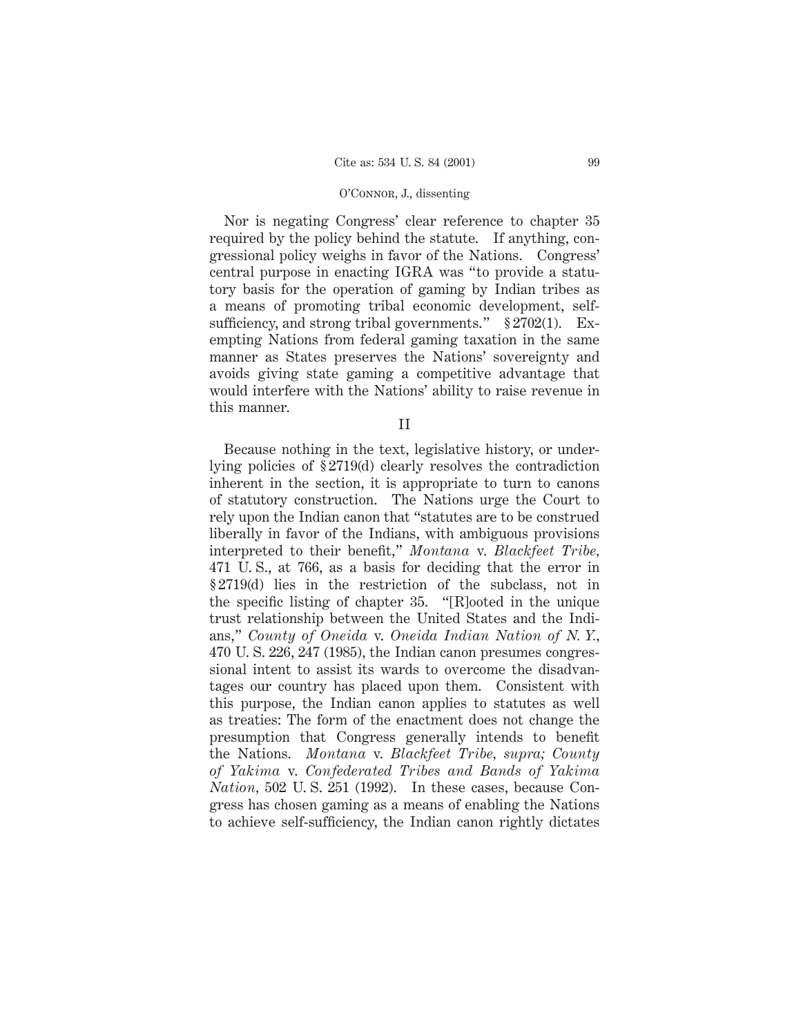Nor is negating Congress' clear reference to chapter 35 required by the policy behind the statute. If anything, congressional policy weighs in favor of the Nations. Congress' central purpose in enacting IGRA was "to provide a statutory basis for the operation of gaming by Indian tribes as a means of promoting tribal economic development, self-sufficiency, and strong tribal governments." § 2702(1). Exempting Nations from federal gaming taxation in the same manner as States preserves the Nations' sovereignty and avoids giving state gaming a competitive advantage that would interfere with the Nations' ability to raise revenue in this manner.

II

Because nothing in the text, legislative history, or underlying policies of § 2719(d) clearly resolves the contradiction inherent in the section, it is appropriate to turn to canons of statutory construction. The Nations urge the Court to rely upon the Indian canon that "statutes are to be construed liberally in favor of the Indians, with ambiguous provisions interpreted to their benefit," *Montana* v. *Blackfeet Tribe*, 471 U. S., at 766, as a basis for deciding that the error in § 2719(d) lies in the restriction of the subclass, not in the specific listing of chapter 35. "[R]ooted in the unique trust relationship between the United States and the Indians," *County of Oneida* v. *Oneida Indian Nation of N. Y.*, 470 U. S. 226, 247 (1985), the Indian canon presumes congressional intent to assist its wards to overcome the disadvantages our country has placed upon them. Consistent with this purpose, the Indian canon applies to statutes as well as treaties: The form of the enactment does not change the presumption that Congress generally intends to benefit the Nations. *Montana* v. *Blackfeet Tribe*, *supra; County of Yakima* v. *Confederated Tribes and Bands of Yakima Nation*, 502 U. S. 251 (1992). In these cases, because Congress has chosen gaming as a means of enabling the Nations to achieve self-sufficiency, the Indian canon rightly dictates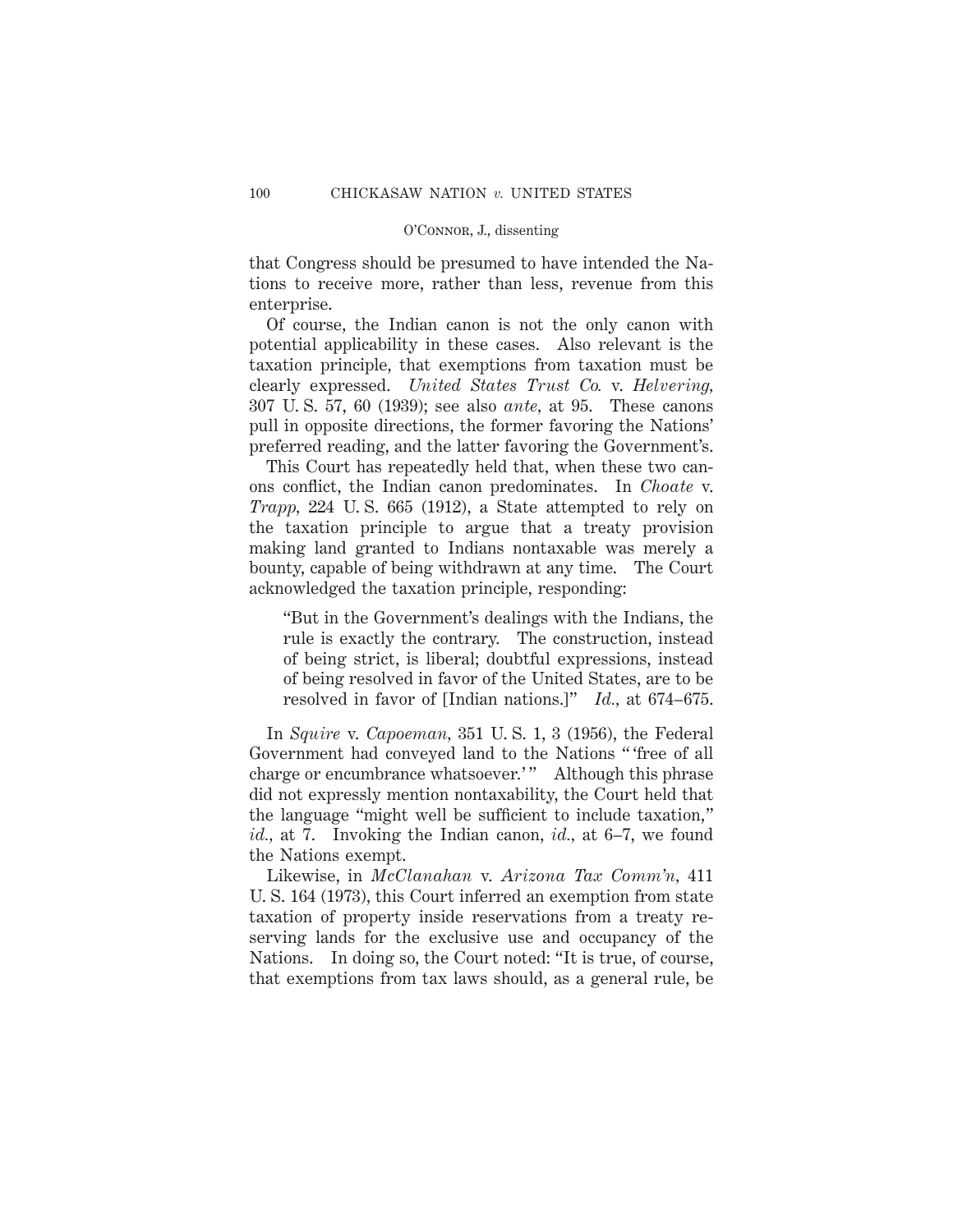that Congress should be presumed to have intended the Nations to receive more, rather than less, revenue from this enterprise.

Of course, the Indian canon is not the only canon with potential applicability in these cases. Also relevant is the taxation principle, that exemptions from taxation must be clearly expressed. *United States Trust Co.* v. *Helvering,* 307 U. S. 57, 60 (1939); see also *ante,* at 95. These canons pull in opposite directions, the former favoring the Nations' preferred reading, and the latter favoring the Government's.

This Court has repeatedly held that, when these two canons conflict, the Indian canon predominates. In *Choate* v. *Trapp,* 224 U. S. 665 (1912), a State attempted to rely on the taxation principle to argue that a treaty provision making land granted to Indians nontaxable was merely a bounty, capable of being withdrawn at any time. The Court acknowledged the taxation principle, responding:

> "But in the Government's dealings with the Indians, the rule is exactly the contrary. The construction, instead of being strict, is liberal; doubtful expressions, instead of being resolved in favor of the United States, are to be resolved in favor of [Indian nations.]" *Id.,* at 674–675.

In *Squire* v. *Capoeman,* 351 U. S. 1, 3 (1956), the Federal Government had conveyed land to the Nations " 'free of all charge or encumbrance whatsoever.' " Although this phrase did not expressly mention nontaxability, the Court held that the language "might well be sufficient to include taxation," *id.,* at 7. Invoking the Indian canon, *id.,* at 6–7, we found the Nations exempt.

Likewise, in *McClanahan* v. *Arizona Tax Comm'n,* 411 U. S. 164 (1973), this Court inferred an exemption from state taxation of property inside reservations from a treaty reserving lands for the exclusive use and occupancy of the Nations. In doing so, the Court noted: "It is true, of course, that exemptions from tax laws should, as a general rule, be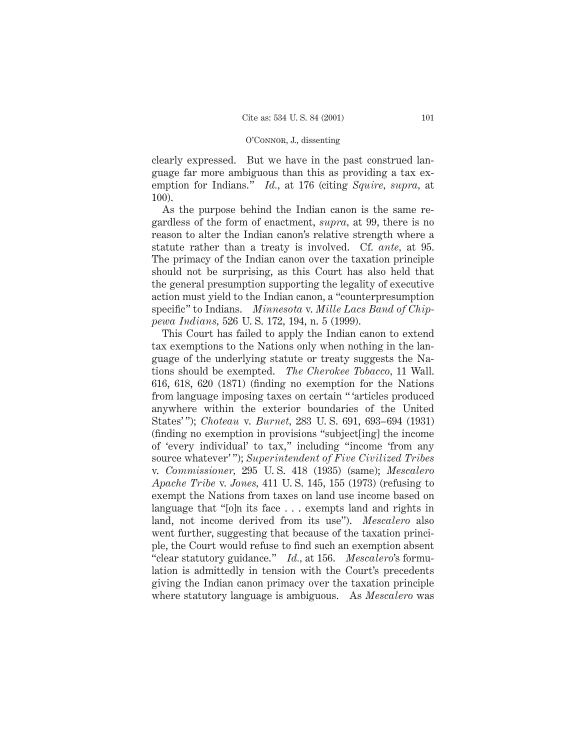clearly expressed. But we have in the past construed language far more ambiguous than this as providing a tax exemption for Indians." *Id.*, at 176 (citing *Squire*, *supra*, at 100).

As the purpose behind the Indian canon is the same regardless of the form of enactment, *supra*, at 99, there is no reason to alter the Indian canon's relative strength where a statute rather than a treaty is involved. Cf. *ante*, at 95. The primacy of the Indian canon over the taxation principle should not be surprising, as this Court has also held that the general presumption supporting the legality of executive action must yield to the Indian canon, a "counterpresumption specific" to Indians. *Minnesota* v. *Mille Lacs Band of Chippewa Indians*, 526 U. S. 172, 194, n. 5 (1999).

This Court has failed to apply the Indian canon to extend tax exemptions to the Nations only when nothing in the language of the underlying statute or treaty suggests the Nations should be exempted. *The Cherokee Tobacco*, 11 Wall. 616, 618, 620 (1871) (finding no exemption for the Nations from language imposing taxes on certain " 'articles produced anywhere within the exterior boundaries of the United States' "); *Choteau* v. *Burnet*, 283 U. S. 691, 693–694 (1931) (finding no exemption in provisions "subject[ing] the income of 'every individual' to tax," including "income 'from any source whatever' "); *Superintendent of Five Civilized Tribes* v. *Commissioner*, 295 U. S. 418 (1935) (same); *Mescalero Apache Tribe* v. *Jones*, 411 U. S. 145, 155 (1973) (refusing to exempt the Nations from taxes on land use income based on language that "[o]n its face . . . exempts land and rights in land, not income derived from its use"). *Mescalero* also went further, suggesting that because of the taxation principle, the Court would refuse to find such an exemption absent "clear statutory guidance." *Id.*, at 156. *Mescalero*'s formulation is admittedly in tension with the Court's precedents giving the Indian canon primacy over the taxation principle where statutory language is ambiguous. As *Mescalero* was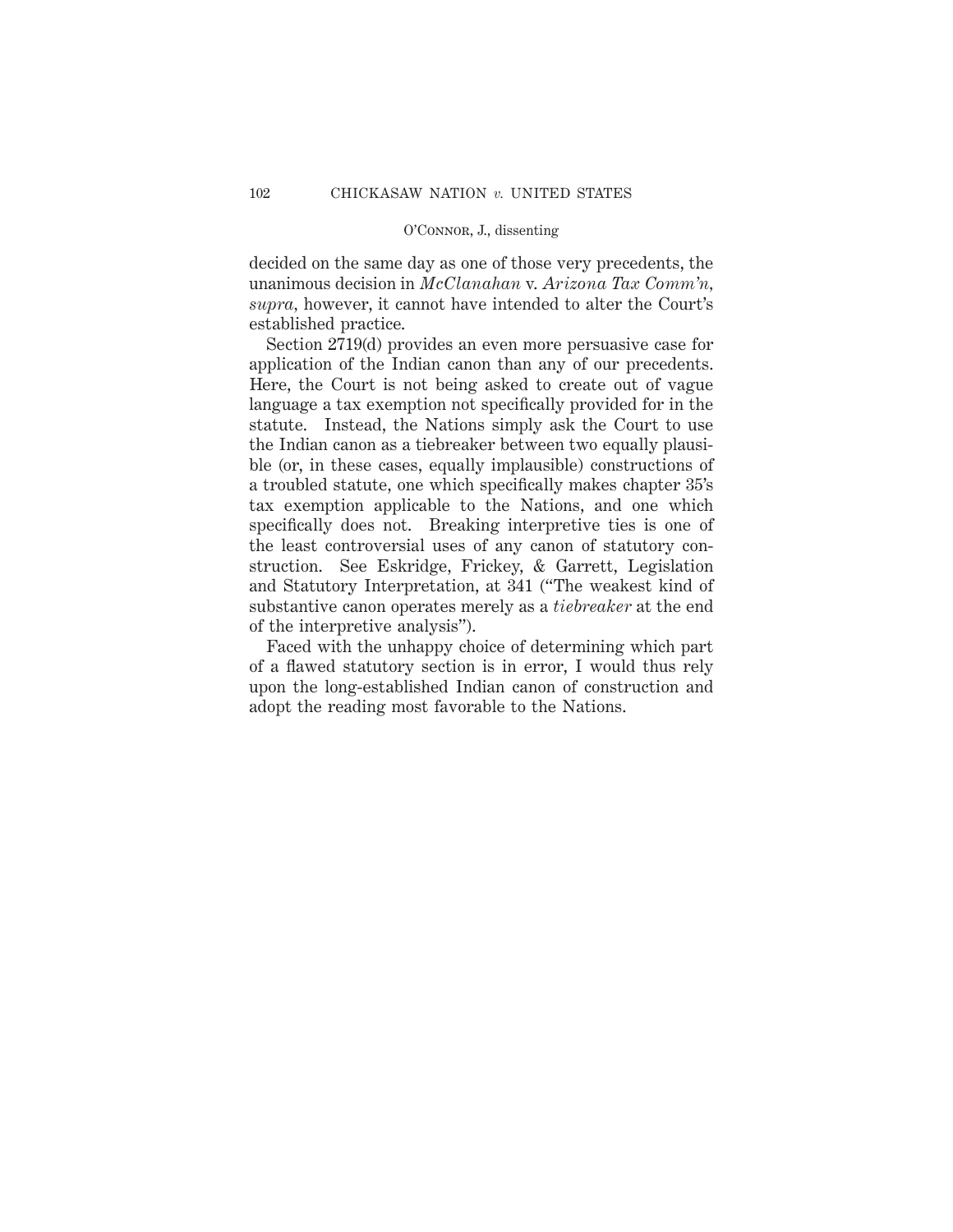decided on the same day as one of those very precedents, the unanimous decision in *McClanahan* v. *Arizona Tax Comm'n*, *supra*, however, it cannot have intended to alter the Court's established practice.

Section 2719(d) provides an even more persuasive case for application of the Indian canon than any of our precedents. Here, the Court is not being asked to create out of vague language a tax exemption not specifically provided for in the statute. Instead, the Nations simply ask the Court to use the Indian canon as a tiebreaker between two equally plausible (or, in these cases, equally implausible) constructions of a troubled statute, one which specifically makes chapter 35's tax exemption applicable to the Nations, and one which specifically does not. Breaking interpretive ties is one of the least controversial uses of any canon of statutory construction. See Eskridge, Frickey, & Garrett, Legislation and Statutory Interpretation, at 341 ("The weakest kind of substantive canon operates merely as a *tiebreaker* at the end of the interpretive analysis").

Faced with the unhappy choice of determining which part of a flawed statutory section is in error, I would thus rely upon the long-established Indian canon of construction and adopt the reading most favorable to the Nations.